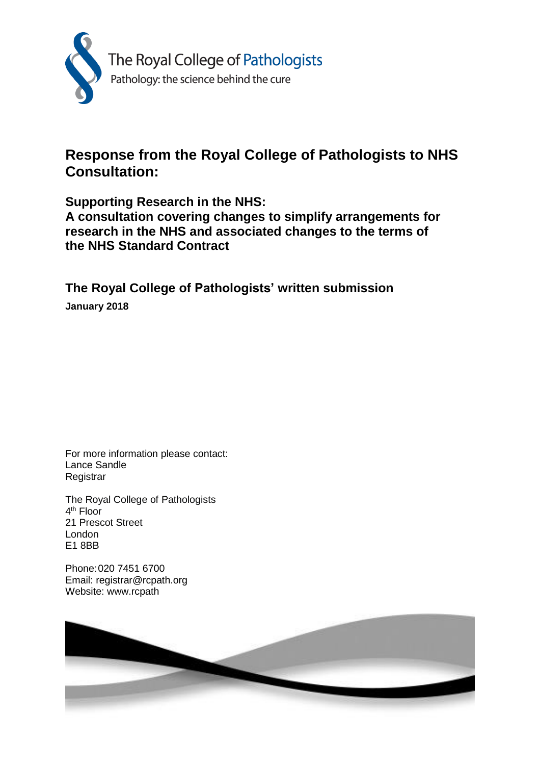The Royal College of Pathologists
Pathology: the science behind the cure

# Response from the Royal College of Pathologists to NHS Consultation:

## Supporting Research in the NHS: A consultation covering changes to simplify arrangements for research in the NHS and associated changes to the terms of the NHS Standard Contract

## The Royal College of Pathologists' written submission

**January 2018**

For more information please contact:
Lance Sandle
Registrar

The Royal College of Pathologists
4th Floor
21 Prescot Street
London
E1 8BB

Phone: 020 7451 6700
Email: registrar@rcpath.org
Website: www.rcpath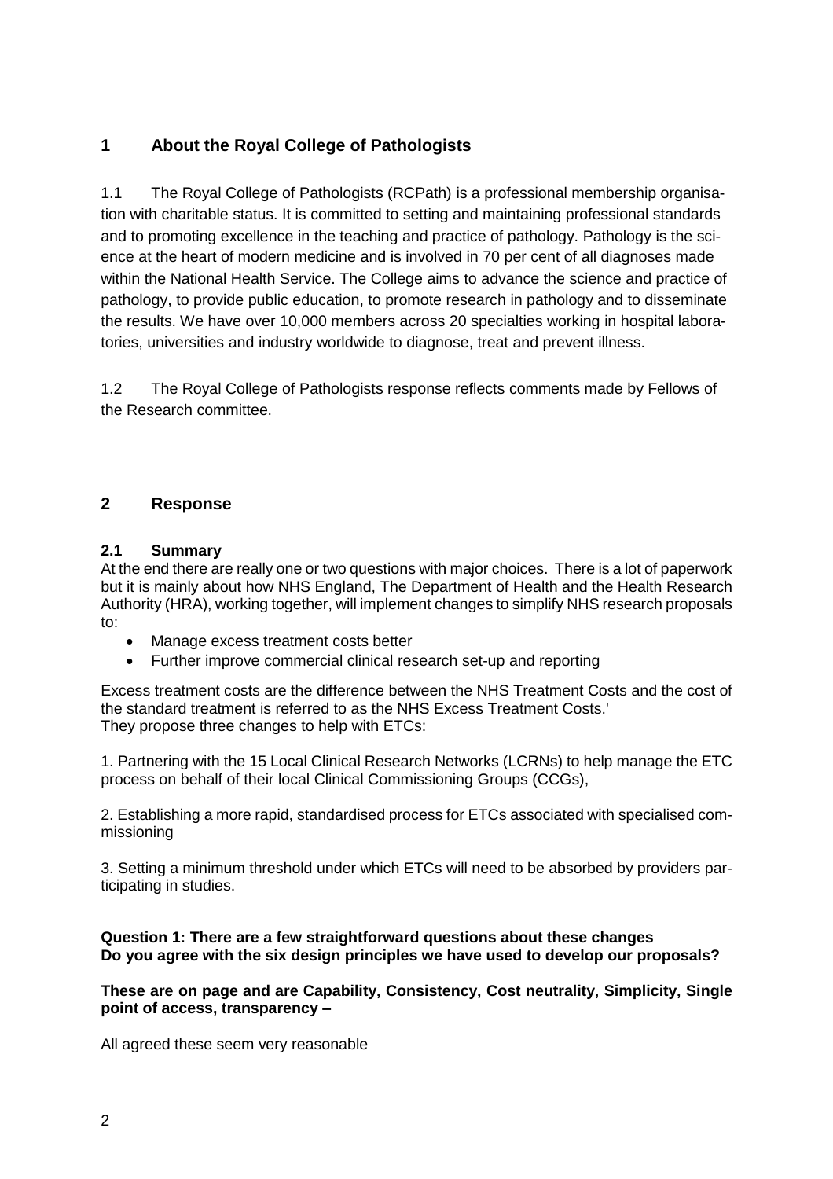## 1 About the Royal College of Pathologists

1.1 The Royal College of Pathologists (RCPath) is a professional membership organisation with charitable status. It is committed to setting and maintaining professional standards and to promoting excellence in the teaching and practice of pathology. Pathology is the science at the heart of modern medicine and is involved in 70 per cent of all diagnoses made within the National Health Service. The College aims to advance the science and practice of pathology, to provide public education, to promote research in pathology and to disseminate the results. We have over 10,000 members across 20 specialties working in hospital laboratories, universities and industry worldwide to diagnose, treat and prevent illness.

1.2 The Royal College of Pathologists response reflects comments made by Fellows of the Research committee.

## 2 Response

### 2.1 Summary

At the end there are really one or two questions with major choices. There is a lot of paperwork but it is mainly about how NHS England, The Department of Health and the Health Research Authority (HRA), working together, will implement changes to simplify NHS research proposals to:

- Manage excess treatment costs better
- Further improve commercial clinical research set-up and reporting

Excess treatment costs are the difference between the NHS Treatment Costs and the cost of the standard treatment is referred to as the NHS Excess Treatment Costs.'
They propose three changes to help with ETCs:

1. Partnering with the 15 Local Clinical Research Networks (LCRNs) to help manage the ETC process on behalf of their local Clinical Commissioning Groups (CCGs),

2. Establishing a more rapid, standardised process for ETCs associated with specialised commissioning

3. Setting a minimum threshold under which ETCs will need to be absorbed by providers participating in studies.

**Question 1: There are a few straightforward questions about these changes**
**Do you agree with the six design principles we have used to develop our proposals?**

**These are on page and are Capability, Consistency, Cost neutrality, Simplicity, Single point of access, transparency –**

All agreed these seem very reasonable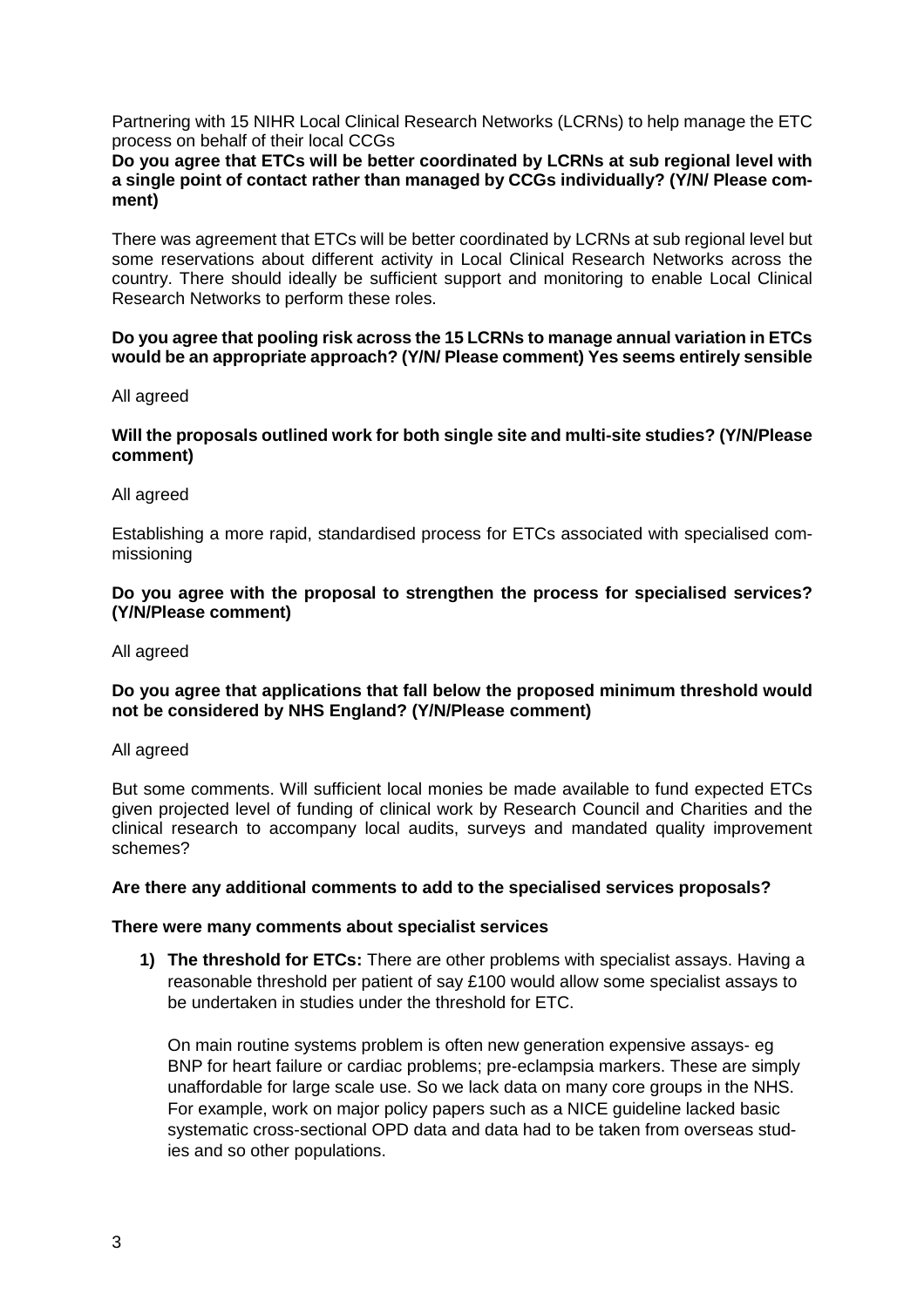Partnering with 15 NIHR Local Clinical Research Networks (LCRNs) to help manage the ETC process on behalf of their local CCGs

**Do you agree that ETCs will be better coordinated by LCRNs at sub regional level with a single point of contact rather than managed by CCGs individually? (Y/N/ Please comment)**

There was agreement that ETCs will be better coordinated by LCRNs at sub regional level but some reservations about different activity in Local Clinical Research Networks across the country. There should ideally be sufficient support and monitoring to enable Local Clinical Research Networks to perform these roles.

**Do you agree that pooling risk across the 15 LCRNs to manage annual variation in ETCs would be an appropriate approach? (Y/N/ Please comment) Yes seems entirely sensible**

All agreed

**Will the proposals outlined work for both single site and multi-site studies? (Y/N/Please comment)**

All agreed

Establishing a more rapid, standardised process for ETCs associated with specialised commissioning

**Do you agree with the proposal to strengthen the process for specialised services? (Y/N/Please comment)**

All agreed

**Do you agree that applications that fall below the proposed minimum threshold would not be considered by NHS England? (Y/N/Please comment)**

All agreed

But some comments. Will sufficient local monies be made available to fund expected ETCs given projected level of funding of clinical work by Research Council and Charities and the clinical research to accompany local audits, surveys and mandated quality improvement schemes?

**Are there any additional comments to add to the specialised services proposals?**

**There were many comments about specialist services**

1) **The threshold for ETCs:** There are other problems with specialist assays. Having a reasonable threshold per patient of say £100 would allow some specialist assays to be undertaken in studies under the threshold for ETC.

   On main routine systems problem is often new generation expensive assays- eg BNP for heart failure or cardiac problems; pre-eclampsia markers. These are simply unaffordable for large scale use. So we lack data on many core groups in the NHS. For example, work on major policy papers such as a NICE guideline lacked basic systematic cross-sectional OPD data and data had to be taken from overseas studies and so other populations.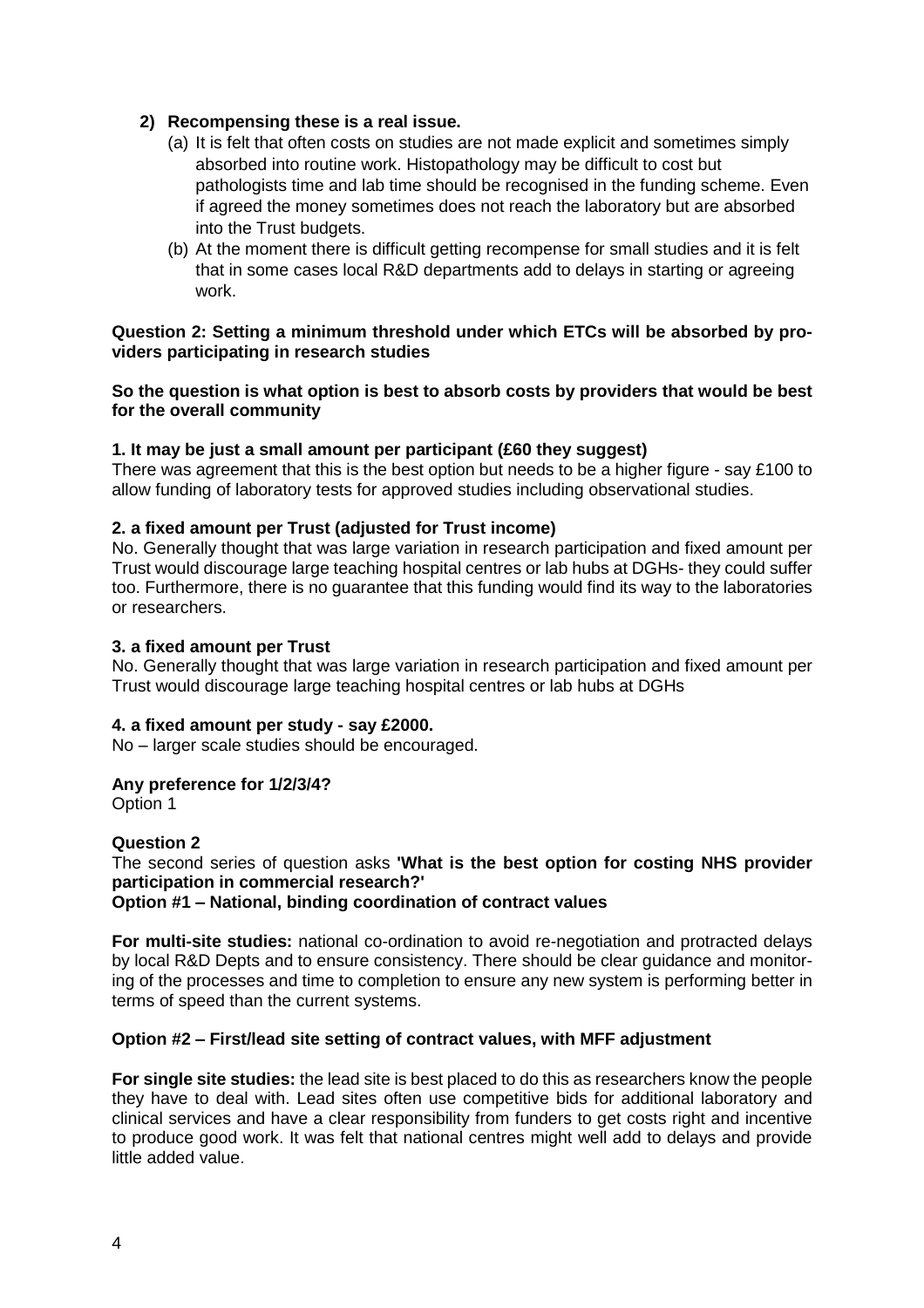2) **Recompensing these is a real issue.**

   (a) It is felt that often costs on studies are not made explicit and sometimes simply absorbed into routine work. Histopathology may be difficult to cost but pathologists time and lab time should be recognised in the funding scheme. Even if agreed the money sometimes does not reach the laboratory but are absorbed into the Trust budgets.

   (b) At the moment there is difficult getting recompense for small studies and it is felt that in some cases local R&D departments add to delays in starting or agreeing work.

**Question 2: Setting a minimum threshold under which ETCs will be absorbed by providers participating in research studies**

**So the question is what option is best to absorb costs by providers that would be best for the overall community**

**1. It may be just a small amount per participant (£60 they suggest)**

There was agreement that this is the best option but needs to be a higher figure - say £100 to allow funding of laboratory tests for approved studies including observational studies.

**2. a fixed amount per Trust (adjusted for Trust income)**

No. Generally thought that was large variation in research participation and fixed amount per Trust would discourage large teaching hospital centres or lab hubs at DGHs- they could suffer too. Furthermore, there is no guarantee that this funding would find its way to the laboratories or researchers.

**3. a fixed amount per Trust**

No. Generally thought that was large variation in research participation and fixed amount per Trust would discourage large teaching hospital centres or lab hubs at DGHs

**4. a fixed amount per study - say £2000.**

No – larger scale studies should be encouraged.

**Any preference for 1/2/3/4?**

Option 1

**Question 2**

The second series of question asks **'What is the best option for costing NHS provider participation in commercial research?'**

**Option #1 – National, binding coordination of contract values**

**For multi-site studies:** national co-ordination to avoid re-negotiation and protracted delays by local R&D Depts and to ensure consistency. There should be clear guidance and monitoring of the processes and time to completion to ensure any new system is performing better in terms of speed than the current systems.

**Option #2 – First/lead site setting of contract values, with MFF adjustment**

**For single site studies:** the lead site is best placed to do this as researchers know the people they have to deal with. Lead sites often use competitive bids for additional laboratory and clinical services and have a clear responsibility from funders to get costs right and incentive to produce good work. It was felt that national centres might well add to delays and provide little added value.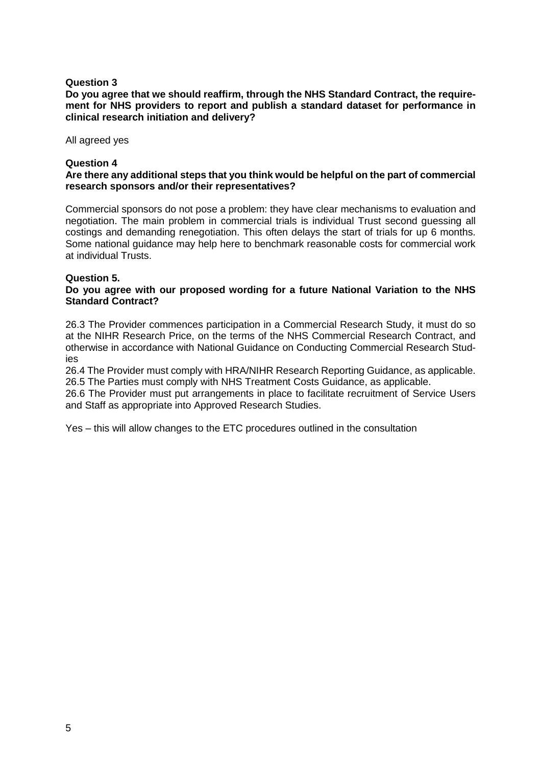**Question 3**

**Do you agree that we should reaffirm, through the NHS Standard Contract, the requirement for NHS providers to report and publish a standard dataset for performance in clinical research initiation and delivery?**

All agreed yes

**Question 4**

**Are there any additional steps that you think would be helpful on the part of commercial research sponsors and/or their representatives?**

Commercial sponsors do not pose a problem: they have clear mechanisms to evaluation and negotiation. The main problem in commercial trials is individual Trust second guessing all costings and demanding renegotiation. This often delays the start of trials for up 6 months. Some national guidance may help here to benchmark reasonable costs for commercial work at individual Trusts.

**Question 5.**

**Do you agree with our proposed wording for a future National Variation to the NHS Standard Contract?**

26.3 The Provider commences participation in a Commercial Research Study, it must do so at the NIHR Research Price, on the terms of the NHS Commercial Research Contract, and otherwise in accordance with National Guidance on Conducting Commercial Research Studies

26.4 The Provider must comply with HRA/NIHR Research Reporting Guidance, as applicable.

26.5 The Parties must comply with NHS Treatment Costs Guidance, as applicable.

26.6 The Provider must put arrangements in place to facilitate recruitment of Service Users and Staff as appropriate into Approved Research Studies.

Yes – this will allow changes to the ETC procedures outlined in the consultation